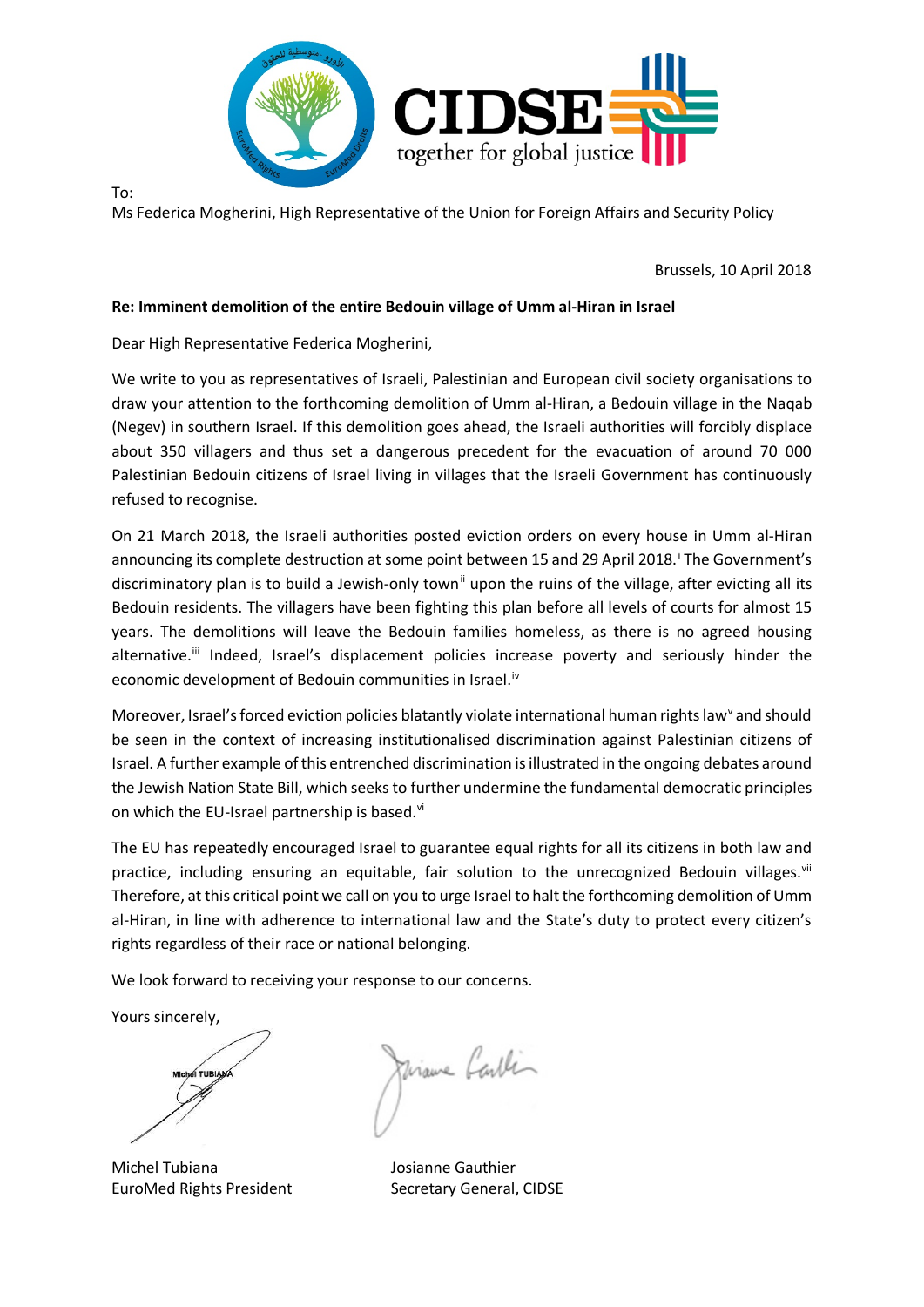To:
Ms Federica Mogherini, High Representative of the Union for Foreign Affairs and Security Policy

Brussels, 10 April 2018

**Re: Imminent demolition of the entire Bedouin village of Umm al-Hiran in Israel**

Dear High Representative Federica Mogherini,

We write to you as representatives of Israeli, Palestinian and European civil society organisations to draw your attention to the forthcoming demolition of Umm al-Hiran, a Bedouin village in the Naqab (Negev) in southern Israel. If this demolition goes ahead, the Israeli authorities will forcibly displace about 350 villagers and thus set a dangerous precedent for the evacuation of around 70 000 Palestinian Bedouin citizens of Israel living in villages that the Israeli Government has continuously refused to recognise.

On 21 March 2018, the Israeli authorities posted eviction orders on every house in Umm al-Hiran announcing its complete destruction at some point between 15 and 29 April 2018.[i] The Government's discriminatory plan is to build a Jewish-only town[ii] upon the ruins of the village, after evicting all its Bedouin residents. The villagers have been fighting this plan before all levels of courts for almost 15 years. The demolitions will leave the Bedouin families homeless, as there is no agreed housing alternative.[iii] Indeed, Israel's displacement policies increase poverty and seriously hinder the economic development of Bedouin communities in Israel.[iv]

Moreover, Israel's forced eviction policies blatantly violate international human rights law[v] and should be seen in the context of increasing institutionalised discrimination against Palestinian citizens of Israel. A further example of this entrenched discrimination is illustrated in the ongoing debates around the Jewish Nation State Bill, which seeks to further undermine the fundamental democratic principles on which the EU-Israel partnership is based.[vi]

The EU has repeatedly encouraged Israel to guarantee equal rights for all its citizens in both law and practice, including ensuring an equitable, fair solution to the unrecognized Bedouin villages.[vii] Therefore, at this critical point we call on you to urge Israel to halt the forthcoming demolition of Umm al-Hiran, in line with adherence to international law and the State's duty to protect every citizen's rights regardless of their race or national belonging.

We look forward to receiving your response to our concerns.

Yours sincerely,

Michel Tubiana
EuroMed Rights President

Josianne Gauthier
Secretary General, CIDSE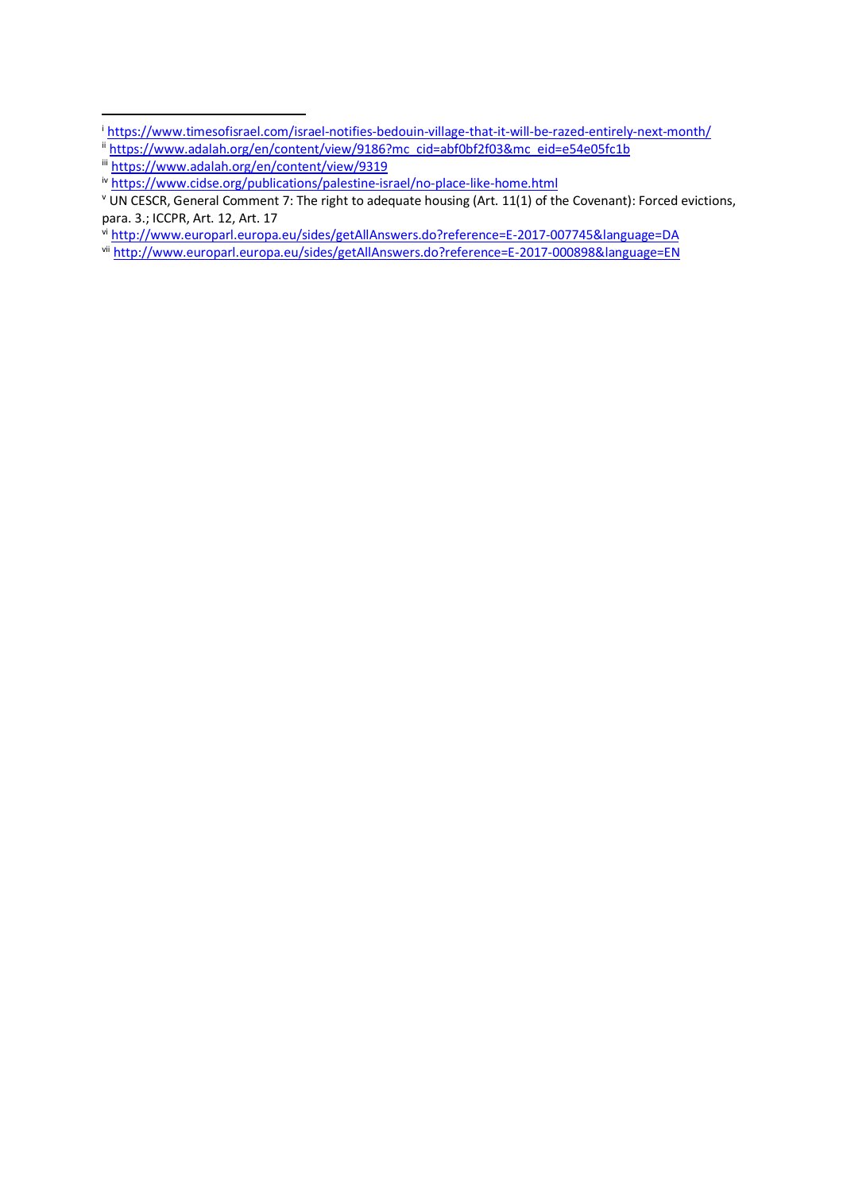[i] https://www.timesofisrael.com/israel-notifies-bedouin-village-that-it-will-be-razed-entirely-next-month/

[ii] https://www.adalah.org/en/content/view/9186?mc_cid=abf0bf2f03&mc_eid=e54e05fc1b

[iii] https://www.adalah.org/en/content/view/9319

[iv] https://www.cidse.org/publications/palestine-israel/no-place-like-home.html

[v] UN CESCR, General Comment 7: The right to adequate housing (Art. 11(1) of the Covenant): Forced evictions, para. 3.; ICCPR, Art. 12, Art. 17

[vi] http://www.europarl.europa.eu/sides/getAllAnswers.do?reference=E-2017-007745&language=DA

[vii] http://www.europarl.europa.eu/sides/getAllAnswers.do?reference=E-2017-000898&language=EN